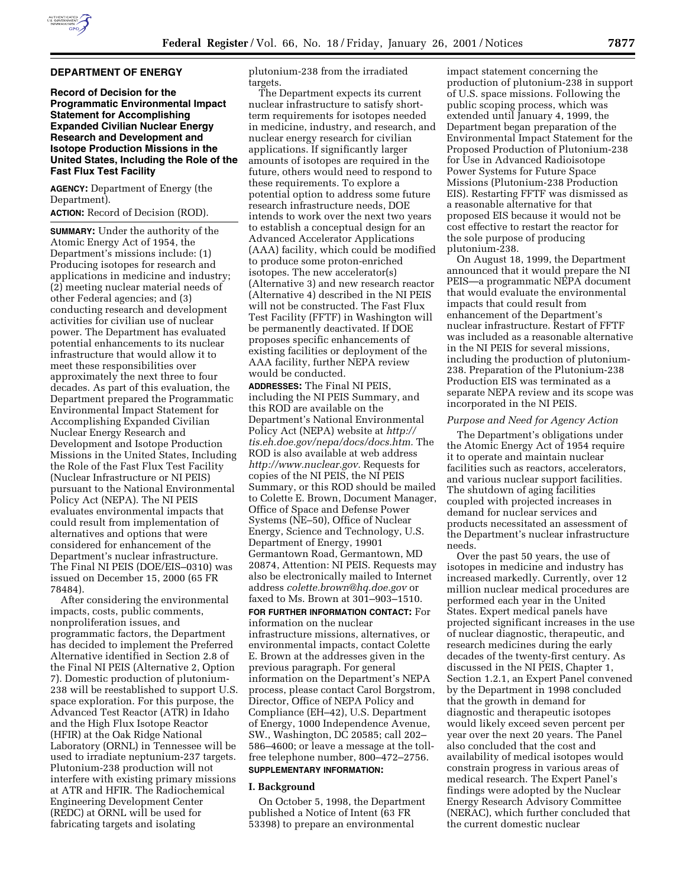## DEPARTMENT OF ENERGY

### Record of Decision for the Programmatic Environmental Impact Statement for Accomplishing Expanded Civilian Nuclear Energy Research and Development and Isotope Production Missions in the United States, Including the Role of the Fast Flux Test Facility

**AGENCY:** Department of Energy (the Department).

**ACTION:** Record of Decision (ROD).

**SUMMARY:** Under the authority of the Atomic Energy Act of 1954, the Department's missions include: (1) Producing isotopes for research and applications in medicine and industry; (2) meeting nuclear material needs of other Federal agencies; and (3) conducting research and development activities for civilian use of nuclear power. The Department has evaluated potential enhancements to its nuclear infrastructure that would allow it to meet these responsibilities over approximately the next three to four decades. As part of this evaluation, the Department prepared the Programmatic Environmental Impact Statement for Accomplishing Expanded Civilian Nuclear Energy Research and Development and Isotope Production Missions in the United States, Including the Role of the Fast Flux Test Facility (Nuclear Infrastructure or NI PEIS) pursuant to the National Environmental Policy Act (NEPA). The NI PEIS evaluates environmental impacts that could result from implementation of alternatives and options that were considered for enhancement of the Department's nuclear infrastructure. The Final NI PEIS (DOE/EIS–0310) was issued on December 15, 2000 (65 FR 78484).

After considering the environmental impacts, costs, public comments, nonproliferation issues, and programmatic factors, the Department has decided to implement the Preferred Alternative identified in Section 2.8 of the Final NI PEIS (Alternative 2, Option 7). Domestic production of plutonium-238 will be reestablished to support U.S. space exploration. For this purpose, the Advanced Test Reactor (ATR) in Idaho and the High Flux Isotope Reactor (HFIR) at the Oak Ridge National Laboratory (ORNL) in Tennessee will be used to irradiate neptunium-237 targets. Plutonium-238 production will not interfere with existing primary missions at ATR and HFIR. The Radiochemical Engineering Development Center (REDC) at ORNL will be used for fabricating targets and isolating plutonium-238 from the irradiated targets.

The Department expects its current nuclear infrastructure to satisfy short-term requirements for isotopes needed in medicine, industry, and research, and nuclear energy research for civilian applications. If significantly larger amounts of isotopes are required in the future, others would need to respond to these requirements. To explore a potential option to address some future research infrastructure needs, DOE intends to work over the next two years to establish a conceptual design for an Advanced Accelerator Applications (AAA) facility, which could be modified to produce some proton-enriched isotopes. The new accelerator(s) (Alternative 3) and new research reactor (Alternative 4) described in the NI PEIS will not be constructed. The Fast Flux Test Facility (FFTF) in Washington will be permanently deactivated. If DOE proposes specific enhancements of existing facilities or deployment of the AAA facility, further NEPA review would be conducted.

**ADDRESSES:** The Final NI PEIS, including the NI PEIS Summary, and this ROD are available on the Department's National Environmental Policy Act (NEPA) website at *http://tis.eh.doe.gov/nepa/docs/docs.htm.* The ROD is also available at web address *http://www.nuclear.gov.* Requests for copies of the NI PEIS, the NI PEIS Summary, or this ROD should be mailed to Colette E. Brown, Document Manager, Office of Space and Defense Power Systems (NE–50), Office of Nuclear Energy, Science and Technology, U.S. Department of Energy, 19901 Germantown Road, Germantown, MD 20874, Attention: NI PEIS. Requests may also be electronically mailed to Internet address *colette.brown@hq.doe.gov* or faxed to Ms. Brown at 301–903–1510.

**FOR FURTHER INFORMATION CONTACT:** For information on the nuclear infrastructure missions, alternatives, or environmental impacts, contact Colette E. Brown at the addresses given in the previous paragraph. For general information on the Department's NEPA process, please contact Carol Borgstrom, Director, Office of NEPA Policy and Compliance (EH–42), U.S. Department of Energy, 1000 Independence Avenue, SW., Washington, DC 20585; call 202–586–4600; or leave a message at the toll-free telephone number, 800–472–2756.

**SUPPLEMENTARY INFORMATION:**

### I. Background

On October 5, 1998, the Department published a Notice of Intent (63 FR 53398) to prepare an environmental impact statement concerning the production of plutonium-238 in support of U.S. space missions. Following the public scoping process, which was extended until January 4, 1999, the Department began preparation of the Environmental Impact Statement for the Proposed Production of Plutonium-238 for Use in Advanced Radioisotope Power Systems for Future Space Missions (Plutonium-238 Production EIS). Restarting FFTF was dismissed as a reasonable alternative for that proposed EIS because it would not be cost effective to restart the reactor for the sole purpose of producing plutonium-238.

On August 18, 1999, the Department announced that it would prepare the NI PEIS—a programmatic NEPA document that would evaluate the environmental impacts that could result from enhancement of the Department's nuclear infrastructure. Restart of FFTF was included as a reasonable alternative in the NI PEIS for several missions, including the production of plutonium-238. Preparation of the Plutonium-238 Production EIS was terminated as a separate NEPA review and its scope was incorporated in the NI PEIS.

*Purpose and Need for Agency Action*

The Department's obligations under the Atomic Energy Act of 1954 require it to operate and maintain nuclear facilities such as reactors, accelerators, and various nuclear support facilities. The shutdown of aging facilities coupled with projected increases in demand for nuclear services and products necessitated an assessment of the Department's nuclear infrastructure needs.

Over the past 50 years, the use of isotopes in medicine and industry has increased markedly. Currently, over 12 million nuclear medical procedures are performed each year in the United States. Expert medical panels have projected significant increases in the use of nuclear diagnostic, therapeutic, and research medicines during the early decades of the twenty-first century. As discussed in the NI PEIS, Chapter 1, Section 1.2.1, an Expert Panel convened by the Department in 1998 concluded that the growth in demand for diagnostic and therapeutic isotopes would likely exceed seven percent per year over the next 20 years. The Panel also concluded that the cost and availability of medical isotopes would constrain progress in various areas of medical research. The Expert Panel's findings were adopted by the Nuclear Energy Research Advisory Committee (NERAC), which further concluded that the current domestic nuclear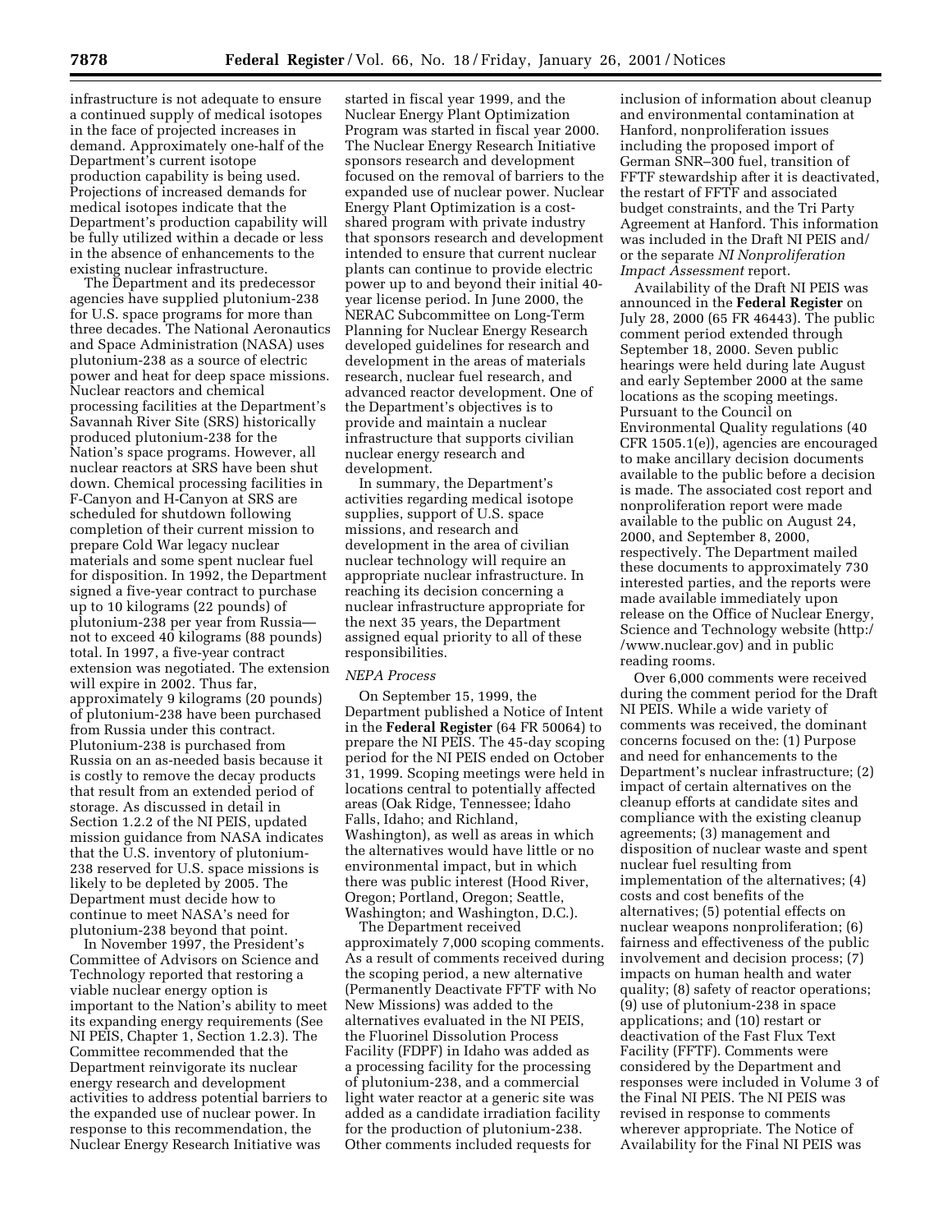infrastructure is not adequate to ensure a continued supply of medical isotopes in the face of projected increases in demand. Approximately one-half of the Department's current isotope production capability is being used. Projections of increased demands for medical isotopes indicate that the Department's production capability will be fully utilized within a decade or less in the absence of enhancements to the existing nuclear infrastructure.

The Department and its predecessor agencies have supplied plutonium-238 for U.S. space programs for more than three decades. The National Aeronautics and Space Administration (NASA) uses plutonium-238 as a source of electric power and heat for deep space missions. Nuclear reactors and chemical processing facilities at the Department's Savannah River Site (SRS) historically produced plutonium-238 for the Nation's space programs. However, all nuclear reactors at SRS have been shut down. Chemical processing facilities in F-Canyon and H-Canyon at SRS are scheduled for shutdown following completion of their current mission to prepare Cold War legacy nuclear materials and some spent nuclear fuel for disposition. In 1992, the Department signed a five-year contract to purchase up to 10 kilograms (22 pounds) of plutonium-238 per year from Russia—not to exceed 40 kilograms (88 pounds) total. In 1997, a five-year contract extension was negotiated. The extension will expire in 2002. Thus far, approximately 9 kilograms (20 pounds) of plutonium-238 have been purchased from Russia under this contract. Plutonium-238 is purchased from Russia on an as-needed basis because it is costly to remove the decay products that result from an extended period of storage. As discussed in detail in Section 1.2.2 of the NI PEIS, updated mission guidance from NASA indicates that the U.S. inventory of plutonium-238 reserved for U.S. space missions is likely to be depleted by 2005. The Department must decide how to continue to meet NASA's need for plutonium-238 beyond that point.

In November 1997, the President's Committee of Advisors on Science and Technology reported that restoring a viable nuclear energy option is important to the Nation's ability to meet its expanding energy requirements (See NI PEIS, Chapter 1, Section 1.2.3). The Committee recommended that the Department reinvigorate its nuclear energy research and development activities to address potential barriers to the expanded use of nuclear power. In response to this recommendation, the Nuclear Energy Research Initiative was started in fiscal year 1999, and the Nuclear Energy Plant Optimization Program was started in fiscal year 2000. The Nuclear Energy Research Initiative sponsors research and development focused on the removal of barriers to the expanded use of nuclear power. Nuclear Energy Plant Optimization is a cost-shared program with private industry that sponsors research and development intended to ensure that current nuclear plants can continue to provide electric power up to and beyond their initial 40-year license period. In June 2000, the NERAC Subcommittee on Long-Term Planning for Nuclear Energy Research developed guidelines for research and development in the areas of materials research, nuclear fuel research, and advanced reactor development. One of the Department's objectives is to provide and maintain a nuclear infrastructure that supports civilian nuclear energy research and development.

In summary, the Department's activities regarding medical isotope supplies, support of U.S. space missions, and research and development in the area of civilian nuclear technology will require an appropriate nuclear infrastructure. In reaching its decision concerning a nuclear infrastructure appropriate for the next 35 years, the Department assigned equal priority to all of these responsibilities.

*NEPA Process*

On September 15, 1999, the Department published a Notice of Intent in the **Federal Register** (64 FR 50064) to prepare the NI PEIS. The 45-day scoping period for the NI PEIS ended on October 31, 1999. Scoping meetings were held in locations central to potentially affected areas (Oak Ridge, Tennessee; Idaho Falls, Idaho; and Richland, Washington), as well as areas in which the alternatives would have little or no environmental impact, but in which there was public interest (Hood River, Oregon; Portland, Oregon; Seattle, Washington; and Washington, D.C.).

The Department received approximately 7,000 scoping comments. As a result of comments received during the scoping period, a new alternative (Permanently Deactivate FFTF with No New Missions) was added to the alternatives evaluated in the NI PEIS, the Fluorinel Dissolution Process Facility (FDPF) in Idaho was added as a processing facility for the processing of plutonium-238, and a commercial light water reactor at a generic site was added as a candidate irradiation facility for the production of plutonium-238. Other comments included requests for inclusion of information about cleanup and environmental contamination at Hanford, nonproliferation issues including the proposed import of German SNR–300 fuel, transition of FFTF stewardship after it is deactivated, the restart of FFTF and associated budget constraints, and the Tri Party Agreement at Hanford. This information was included in the Draft NI PEIS and/or the separate *NI Nonproliferation Impact Assessment* report.

Availability of the Draft NI PEIS was announced in the **Federal Register** on July 28, 2000 (65 FR 46443). The public comment period extended through September 18, 2000. Seven public hearings were held during late August and early September 2000 at the same locations as the scoping meetings. Pursuant to the Council on Environmental Quality regulations (40 CFR 1505.1(e)), agencies are encouraged to make ancillary decision documents available to the public before a decision is made. The associated cost report and nonproliferation report were made available to the public on August 24, 2000, and September 8, 2000, respectively. The Department mailed these documents to approximately 730 interested parties, and the reports were made available immediately upon release on the Office of Nuclear Energy, Science and Technology website (http://www.nuclear.gov) and in public reading rooms.

Over 6,000 comments were received during the comment period for the Draft NI PEIS. While a wide variety of comments was received, the dominant concerns focused on the: (1) Purpose and need for enhancements to the Department's nuclear infrastructure; (2) impact of certain alternatives on the cleanup efforts at candidate sites and compliance with the existing cleanup agreements; (3) management and disposition of nuclear waste and spent nuclear fuel resulting from implementation of the alternatives; (4) costs and cost benefits of the alternatives; (5) potential effects on nuclear weapons nonproliferation; (6) fairness and effectiveness of the public involvement and decision process; (7) impacts on human health and water quality; (8) safety of reactor operations; (9) use of plutonium-238 in space applications; and (10) restart or deactivation of the Fast Flux Text Facility (FFTF). Comments were considered by the Department and responses were included in Volume 3 of the Final NI PEIS. The NI PEIS was revised in response to comments wherever appropriate. The Notice of Availability for the Final NI PEIS was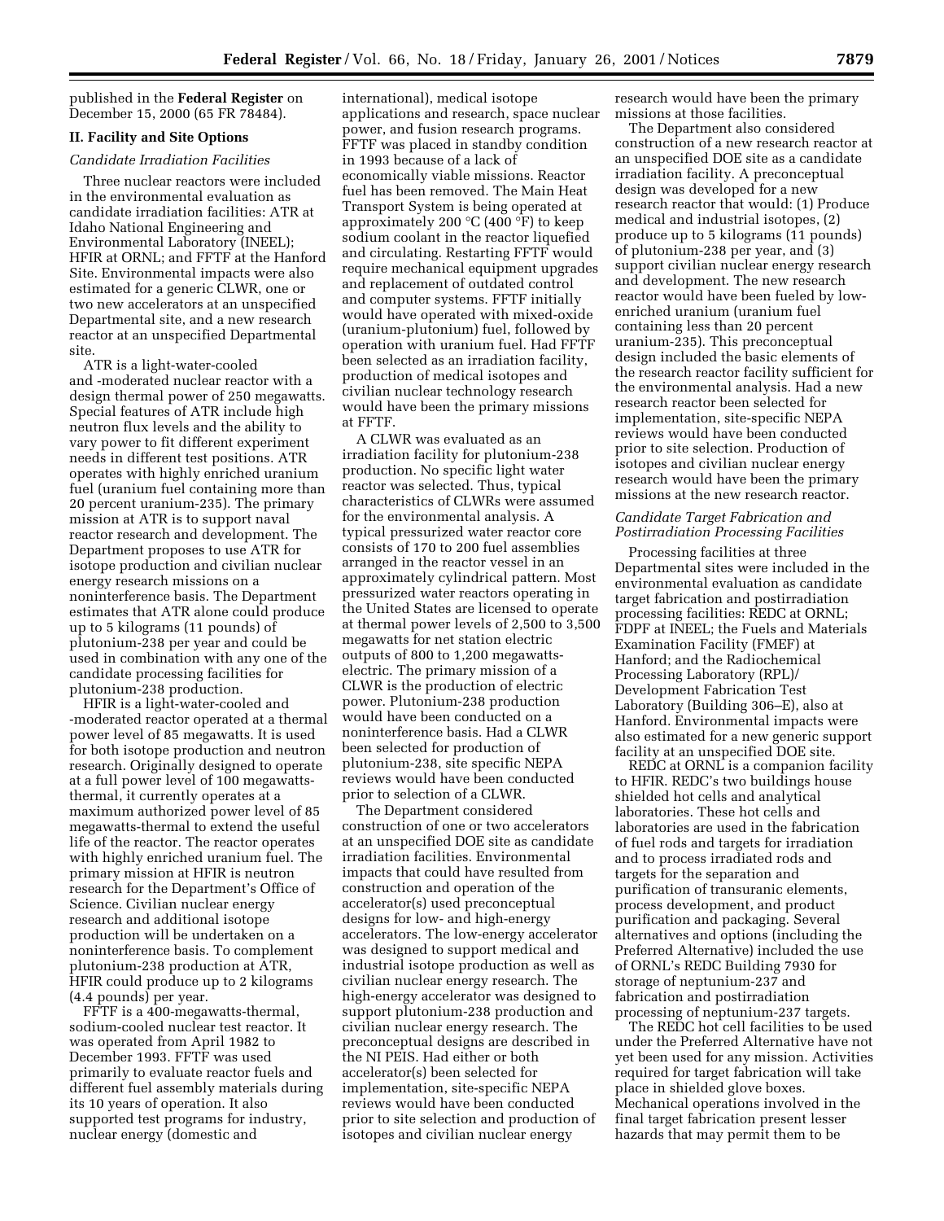published in the **Federal Register** on December 15, 2000 (65 FR 78484).

## II. Facility and Site Options

### *Candidate Irradiation Facilities*

Three nuclear reactors were included in the environmental evaluation as candidate irradiation facilities: ATR at Idaho National Engineering and Environmental Laboratory (INEEL); HFIR at ORNL; and FFTF at the Hanford Site. Environmental impacts were also estimated for a generic CLWR, one or two new accelerators at an unspecified Departmental site, and a new research reactor at an unspecified Departmental site.

ATR is a light-water-cooled and -moderated nuclear reactor with a design thermal power of 250 megawatts. Special features of ATR include high neutron flux levels and the ability to vary power to fit different experiment needs in different test positions. ATR operates with highly enriched uranium fuel (uranium fuel containing more than 20 percent uranium-235). The primary mission at ATR is to support naval reactor research and development. The Department proposes to use ATR for isotope production and civilian nuclear energy research missions on a noninterference basis. The Department estimates that ATR alone could produce up to 5 kilograms (11 pounds) of plutonium-238 per year and could be used in combination with any one of the candidate processing facilities for plutonium-238 production.

HFIR is a light-water-cooled and -moderated reactor operated at a thermal power level of 85 megawatts. It is used for both isotope production and neutron research. Originally designed to operate at a full power level of 100 megawatts-thermal, it currently operates at a maximum authorized power level of 85 megawatts-thermal to extend the useful life of the reactor. The reactor operates with highly enriched uranium fuel. The primary mission at HFIR is neutron research for the Department's Office of Science. Civilian nuclear energy research and additional isotope production will be undertaken on a noninterference basis. To complement plutonium-238 production at ATR, HFIR could produce up to 2 kilograms (4.4 pounds) per year.

FFTF is a 400-megawatts-thermal, sodium-cooled nuclear test reactor. It was operated from April 1982 to December 1993. FFTF was used primarily to evaluate reactor fuels and different fuel assembly materials during its 10 years of operation. It also supported test programs for industry, nuclear energy (domestic and international), medical isotope applications and research, space nuclear power, and fusion research programs. FFTF was placed in standby condition in 1993 because of a lack of economically viable missions. Reactor fuel has been removed. The Main Heat Transport System is being operated at approximately 200 °C (400 °F) to keep sodium coolant in the reactor liquefied and circulating. Restarting FFTF would require mechanical equipment upgrades and replacement of outdated control and computer systems. FFTF initially would have operated with mixed-oxide (uranium-plutonium) fuel, followed by operation with uranium fuel. Had FFTF been selected as an irradiation facility, production of medical isotopes and civilian nuclear technology research would have been the primary missions at FFTF.

A CLWR was evaluated as an irradiation facility for plutonium-238 production. No specific light water reactor was selected. Thus, typical characteristics of CLWRs were assumed for the environmental analysis. A typical pressurized water reactor core consists of 170 to 200 fuel assemblies arranged in the reactor vessel in an approximately cylindrical pattern. Most pressurized water reactors operating in the United States are licensed to operate at thermal power levels of 2,500 to 3,500 megawatts for net station electric outputs of 800 to 1,200 megawatts-electric. The primary mission of a CLWR is the production of electric power. Plutonium-238 production would have been conducted on a noninterference basis. Had a CLWR been selected for production of plutonium-238, site specific NEPA reviews would have been conducted prior to selection of a CLWR.

The Department considered construction of one or two accelerators at an unspecified DOE site as candidate irradiation facilities. Environmental impacts that could have resulted from construction and operation of the accelerator(s) used preconceptual designs for low- and high-energy accelerators. The low-energy accelerator was designed to support medical and industrial isotope production as well as civilian nuclear energy research. The high-energy accelerator was designed to support plutonium-238 production and civilian nuclear energy research. The preconceptual designs are described in the NI PEIS. Had either or both accelerator(s) been selected for implementation, site-specific NEPA reviews would have been conducted prior to site selection and production of isotopes and civilian nuclear energy research would have been the primary missions at those facilities.

The Department also considered construction of a new research reactor at an unspecified DOE site as a candidate irradiation facility. A preconceptual design was developed for a new research reactor that would: (1) Produce medical and industrial isotopes, (2) produce up to 5 kilograms (11 pounds) of plutonium-238 per year, and (3) support civilian nuclear energy research and development. The new research reactor would have been fueled by low-enriched uranium (uranium fuel containing less than 20 percent uranium-235). This preconceptual design included the basic elements of the research reactor facility sufficient for the environmental analysis. Had a new research reactor been selected for implementation, site-specific NEPA reviews would have been conducted prior to site selection. Production of isotopes and civilian nuclear energy research would have been the primary missions at the new research reactor.

### *Candidate Target Fabrication and Postirradiation Processing Facilities*

Processing facilities at three Departmental sites were included in the environmental evaluation as candidate target fabrication and postirradiation processing facilities: REDC at ORNL; FDPF at INEEL; the Fuels and Materials Examination Facility (FMEF) at Hanford; and the Radiochemical Processing Laboratory (RPL)/ Development Fabrication Test Laboratory (Building 306–E), also at Hanford. Environmental impacts were also estimated for a new generic support facility at an unspecified DOE site.

REDC at ORNL is a companion facility to HFIR. REDC's two buildings house shielded hot cells and analytical laboratories. These hot cells and laboratories are used in the fabrication of fuel rods and targets for irradiation and to process irradiated rods and targets for the separation and purification of transuranic elements, process development, and product purification and packaging. Several alternatives and options (including the Preferred Alternative) included the use of ORNL's REDC Building 7930 for storage of neptunium-237 and fabrication and postirradiation processing of neptunium-237 targets.

The REDC hot cell facilities to be used under the Preferred Alternative have not yet been used for any mission. Activities required for target fabrication will take place in shielded glove boxes. Mechanical operations involved in the final target fabrication present lesser hazards that may permit them to be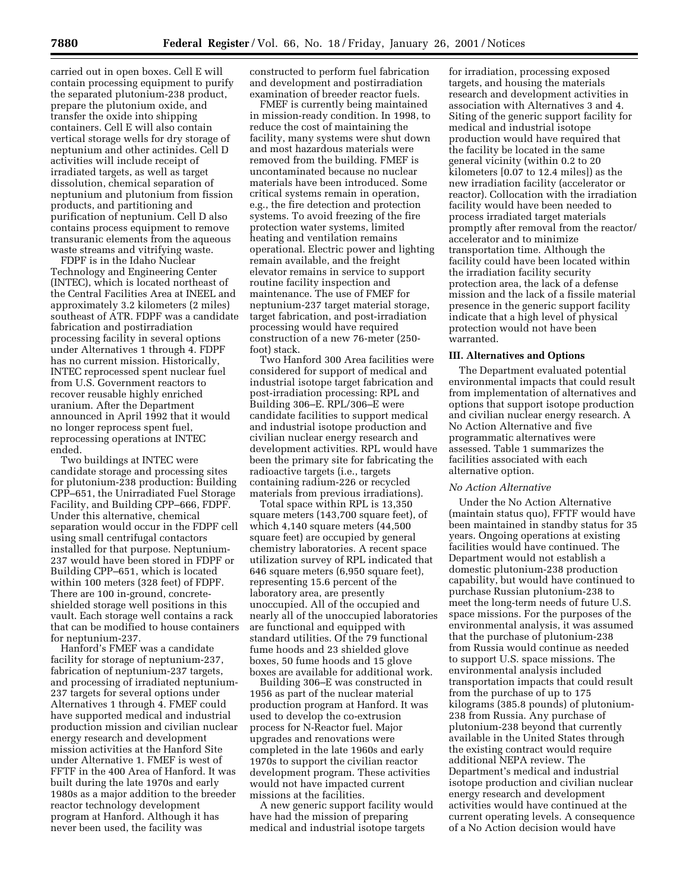carried out in open boxes. Cell E will contain processing equipment to purify the separated plutonium-238 product, prepare the plutonium oxide, and transfer the oxide into shipping containers. Cell E will also contain vertical storage wells for dry storage of neptunium and other actinides. Cell D activities will include receipt of irradiated targets, as well as target dissolution, chemical separation of neptunium and plutonium from fission products, and partitioning and purification of neptunium. Cell D also contains process equipment to remove transuranic elements from the aqueous waste streams and vitrifying waste.

FDPF is in the Idaho Nuclear Technology and Engineering Center (INTEC), which is located northeast of the Central Facilities Area at INEEL and approximately 3.2 kilometers (2 miles) southeast of ATR. FDPF was a candidate fabrication and postirradiation processing facility in several options under Alternatives 1 through 4. FDPF has no current mission. Historically, INTEC reprocessed spent nuclear fuel from U.S. Government reactors to recover reusable highly enriched uranium. After the Department announced in April 1992 that it would no longer reprocess spent fuel, reprocessing operations at INTEC ended.

Two buildings at INTEC were candidate storage and processing sites for plutonium-238 production: Building CPP–651, the Unirradiated Fuel Storage Facility, and Building CPP–666, FDPF. Under this alternative, chemical separation would occur in the FDPF cell using small centrifugal contactors installed for that purpose. Neptunium-237 would have been stored in FDPF or Building CPP–651, which is located within 100 meters (328 feet) of FDPF. There are 100 in-ground, concrete-shielded storage well positions in this vault. Each storage well contains a rack that can be modified to house containers for neptunium-237.

Hanford's FMEF was a candidate facility for storage of neptunium-237, fabrication of neptunium-237 targets, and processing of irradiated neptunium-237 targets for several options under Alternatives 1 through 4. FMEF could have supported medical and industrial production mission and civilian nuclear energy research and development mission activities at the Hanford Site under Alternative 1. FMEF is west of FFTF in the 400 Area of Hanford. It was built during the late 1970s and early 1980s as a major addition to the breeder reactor technology development program at Hanford. Although it has never been used, the facility was constructed to perform fuel fabrication and development and postirradiation examination of breeder reactor fuels.

FMEF is currently being maintained in mission-ready condition. In 1998, to reduce the cost of maintaining the facility, many systems were shut down and most hazardous materials were removed from the building. FMEF is uncontaminated because no nuclear materials have been introduced. Some critical systems remain in operation, e.g., the fire detection and protection systems. To avoid freezing of the fire protection water systems, limited heating and ventilation remains operational. Electric power and lighting remain available, and the freight elevator remains in service to support routine facility inspection and maintenance. The use of FMEF for neptunium-237 target material storage, target fabrication, and post-irradiation processing would have required construction of a new 76-meter (250-foot) stack.

Two Hanford 300 Area facilities were considered for support of medical and industrial isotope target fabrication and post-irradiation processing: RPL and Building 306–E. RPL/306–E were candidate facilities to support medical and industrial isotope production and civilian nuclear energy research and development activities. RPL would have been the primary site for fabricating the radioactive targets (i.e., targets containing radium-226 or recycled materials from previous irradiations).

Total space within RPL is 13,350 square meters (143,700 square feet), of which 4,140 square meters (44,500 square feet) are occupied by general chemistry laboratories. A recent space utilization survey of RPL indicated that 646 square meters (6,950 square feet), representing 15.6 percent of the laboratory area, are presently unoccupied. All of the occupied and nearly all of the unoccupied laboratories are functional and equipped with standard utilities. Of the 79 functional fume hoods and 23 shielded glove boxes, 50 fume hoods and 15 glove boxes are available for additional work.

Building 306–E was constructed in 1956 as part of the nuclear material production program at Hanford. It was used to develop the co-extrusion process for N-Reactor fuel. Major upgrades and renovations were completed in the late 1960s and early 1970s to support the civilian reactor development program. These activities would not have impacted current missions at the facilities.

A new generic support facility would have had the mission of preparing medical and industrial isotope targets for irradiation, processing exposed targets, and housing the materials research and development activities in association with Alternatives 3 and 4. Siting of the generic support facility for medical and industrial isotope production would have required that the facility be located in the same general vicinity (within 0.2 to 20 kilometers [0.07 to 12.4 miles]) as the new irradiation facility (accelerator or reactor). Collocation with the irradiation facility would have been needed to process irradiated target materials promptly after removal from the reactor/accelerator and to minimize transportation time. Although the facility could have been located within the irradiation facility security protection area, the lack of a defense mission and the lack of a fissile material presence in the generic support facility indicate that a high level of physical protection would not have been warranted.

## III. Alternatives and Options

The Department evaluated potential environmental impacts that could result from implementation of alternatives and options that support isotope production and civilian nuclear energy research. A No Action Alternative and five programmatic alternatives were assessed. Table 1 summarizes the facilities associated with each alternative option.

*No Action Alternative*

Under the No Action Alternative (maintain status quo), FFTF would have been maintained in standby status for 35 years. Ongoing operations at existing facilities would have continued. The Department would not establish a domestic plutonium-238 production capability, but would have continued to purchase Russian plutonium-238 to meet the long-term needs of future U.S. space missions. For the purposes of the environmental analysis, it was assumed that the purchase of plutonium-238 from Russia would continue as needed to support U.S. space missions. The environmental analysis included transportation impacts that could result from the purchase of up to 175 kilograms (385.8 pounds) of plutonium-238 from Russia. Any purchase of plutonium-238 beyond that currently available in the United States through the existing contract would require additional NEPA review. The Department's medical and industrial isotope production and civilian nuclear energy research and development activities would have continued at the current operating levels. A consequence of a No Action decision would have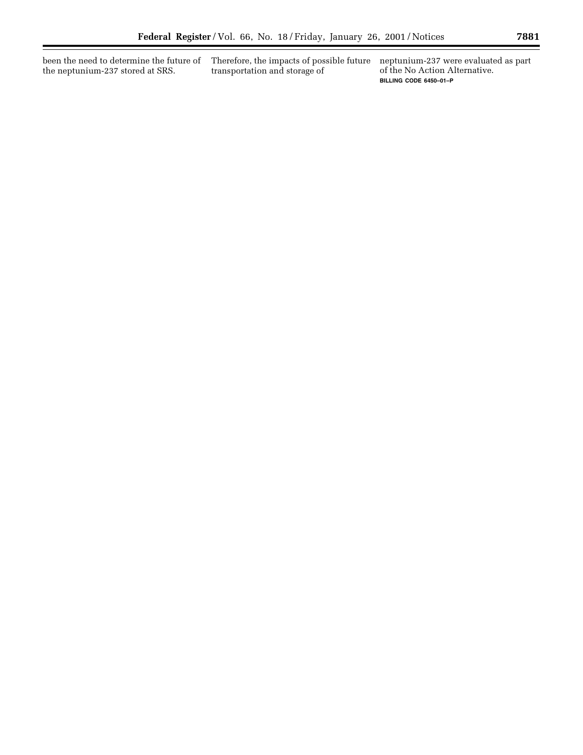been the need to determine the future of the neptunium-237 stored at SRS. Therefore, the impacts of possible future transportation and storage of neptunium-237 were evaluated as part of the No Action Alternative.

**BILLING CODE 6450–01–P**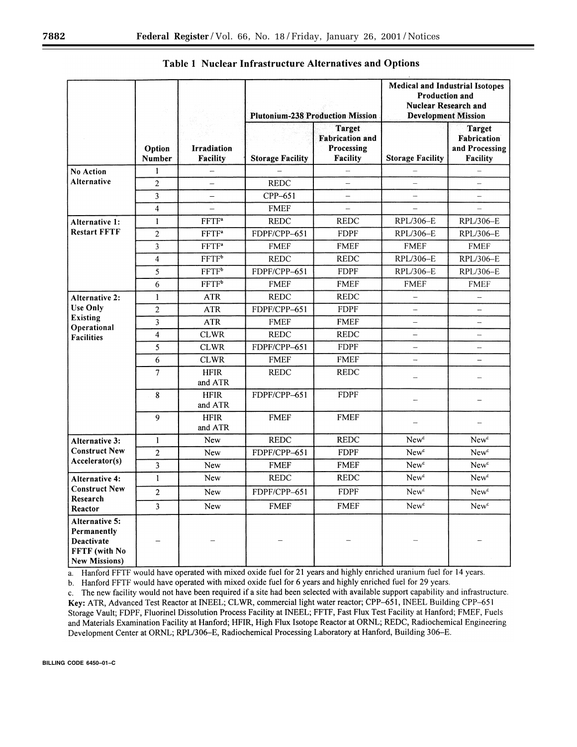## Table 1 Nuclear Infrastructure Alternatives and Options

| | Option Number | Irradiation Facility | Plutonium-238 Production Mission | | Medical and Industrial Isotopes Production and Nuclear Research and Development Mission | |
|---|---|---|---|---|---|---|
| | | | Storage Facility | Target Fabrication and Processing Facility | Storage Facility | Target Fabrication and Processing Facility |
| **No Action Alternative** | 1 | – | – | – | – | – |
| | 2 | – | REDC | – | – | – |
| | 3 | – | CPP–651 | – | – | – |
| | 4 | – | FMEF | – | – | – |
| **Alternative 1: Restart FFTF** | 1 | FFTF[a] | REDC | REDC | RPL/306–E | RPL/306–E |
| | 2 | FFTF[a] | FDPF/CPP–651 | FDPF | RPL/306–E | RPL/306–E |
| | 3 | FFTF[a] | FMEF | FMEF | FMEF | FMEF |
| | 4 | FFTF[b] | REDC | REDC | RPL/306–E | RPL/306–E |
| | 5 | FFTF[b] | FDPF/CPP–651 | FDPF | RPL/306–E | RPL/306–E |
| | 6 | FFTF[b] | FMEF | FMEF | FMEF | FMEF |
| **Alternative 2: Use Only Existing Operational Facilities** | 1 | ATR | REDC | REDC | – | – |
| | 2 | ATR | FDPF/CPP–651 | FDPF | – | – |
| | 3 | ATR | FMEF | FMEF | – | – |
| | 4 | CLWR | REDC | REDC | – | – |
| | 5 | CLWR | FDPF/CPP–651 | FDPF | – | – |
| | 6 | CLWR | FMEF | FMEF | – | – |
| | 7 | HFIR and ATR | REDC | REDC | – | – |
| | 8 | HFIR and ATR | FDPF/CPP–651 | FDPF | – | – |
| | 9 | HFIR and ATR | FMEF | FMEF | – | – |
| **Alternative 3: Construct New Accelerator(s)** | 1 | New | REDC | REDC | New[c] | New[c] |
| | 2 | New | FDPF/CPP–651 | FDPF | New[c] | New[c] |
| | 3 | New | FMEF | FMEF | New[c] | New[c] |
| **Alternative 4: Construct New Research Reactor** | 1 | New | REDC | REDC | New[c] | New[c] |
| | 2 | New | FDPF/CPP–651 | FDPF | New[c] | New[c] |
| | 3 | New | FMEF | FMEF | New[c] | New[c] |
| **Alternative 5: Permanently Deactivate FFTF (with No New Missions)** | – | – | – | – | – | – |

a. Hanford FFTF would have operated with mixed oxide fuel for 21 years and highly enriched uranium fuel for 14 years.

b. Hanford FFTF would have operated with mixed oxide fuel for 6 years and highly enriched fuel for 29 years.

c. The new facility would not have been required if a site had been selected with available support capability and infrastructure.

**Key:** ATR, Advanced Test Reactor at INEEL; CLWR, commercial light water reactor; CPP–651, INEEL Building CPP–651 Storage Vault; FDPF, Fluorinel Dissolution Process Facility at INEEL; FFTF, Fast Flux Test Facility at Hanford; FMEF, Fuels and Materials Examination Facility at Hanford; HFIR, High Flux Isotope Reactor at ORNL; REDC, Radiochemical Engineering Development Center at ORNL; RPL/306–E, Radiochemical Processing Laboratory at Hanford, Building 306–E.

BILLING CODE 6450–01–C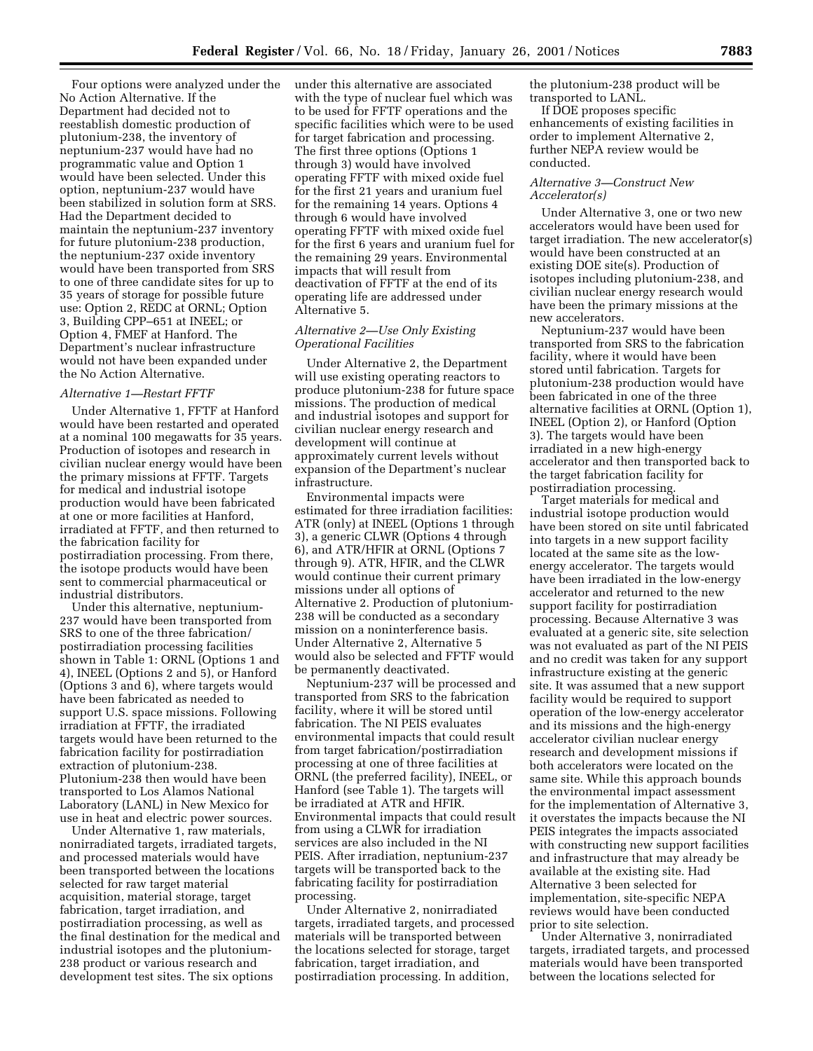Four options were analyzed under the No Action Alternative. If the Department had decided not to reestablish domestic production of plutonium-238, the inventory of neptunium-237 would have had no programmatic value and Option 1 would have been selected. Under this option, neptunium-237 would have been stabilized in solution form at SRS. Had the Department decided to maintain the neptunium-237 inventory for future plutonium-238 production, the neptunium-237 oxide inventory would have been transported from SRS to one of three candidate sites for up to 35 years of storage for possible future use: Option 2, REDC at ORNL; Option 3, Building CPP–651 at INEEL; or Option 4, FMEF at Hanford. The Department's nuclear infrastructure would not have been expanded under the No Action Alternative.

*Alternative 1—Restart FFTF*

Under Alternative 1, FFTF at Hanford would have been restarted and operated at a nominal 100 megawatts for 35 years. Production of isotopes and research in civilian nuclear energy would have been the primary missions at FFTF. Targets for medical and industrial isotope production would have been fabricated at one or more facilities at Hanford, irradiated at FFTF, and then returned to the fabrication facility for postirradiation processing. From there, the isotope products would have been sent to commercial pharmaceutical or industrial distributors.

Under this alternative, neptunium-237 would have been transported from SRS to one of the three fabrication/postirradiation processing facilities shown in Table 1: ORNL (Options 1 and 4), INEEL (Options 2 and 5), or Hanford (Options 3 and 6), where targets would have been fabricated as needed to support U.S. space missions. Following irradiation at FFTF, the irradiated targets would have been returned to the fabrication facility for postirradiation extraction of plutonium-238. Plutonium-238 then would have been transported to Los Alamos National Laboratory (LANL) in New Mexico for use in heat and electric power sources.

Under Alternative 1, raw materials, nonirradiated targets, irradiated targets, and processed materials would have been transported between the locations selected for raw target material acquisition, material storage, target fabrication, target irradiation, and postirradiation processing, as well as the final destination for the medical and industrial isotopes and the plutonium-238 product or various research and development test sites. The six options under this alternative are associated with the type of nuclear fuel which was to be used for FFTF operations and the specific facilities which were to be used for target fabrication and processing. The first three options (Options 1 through 3) would have involved operating FFTF with mixed oxide fuel for the first 21 years and uranium fuel for the remaining 14 years. Options 4 through 6 would have involved operating FFTF with mixed oxide fuel for the first 6 years and uranium fuel for the remaining 29 years. Environmental impacts that will result from deactivation of FFTF at the end of its operating life are addressed under Alternative 5.

*Alternative 2—Use Only Existing Operational Facilities*

Under Alternative 2, the Department will use existing operating reactors to produce plutonium-238 for future space missions. The production of medical and industrial isotopes and support for civilian nuclear energy research and development will continue at approximately current levels without expansion of the Department's nuclear infrastructure.

Environmental impacts were estimated for three irradiation facilities: ATR (only) at INEEL (Options 1 through 3), a generic CLWR (Options 4 through 6), and ATR/HFIR at ORNL (Options 7 through 9). ATR, HFIR, and the CLWR would continue their current primary missions under all options of Alternative 2. Production of plutonium-238 will be conducted as a secondary mission on a noninterference basis. Under Alternative 2, Alternative 5 would also be selected and FFTF would be permanently deactivated.

Neptunium-237 will be processed and transported from SRS to the fabrication facility, where it will be stored until fabrication. The NI PEIS evaluates environmental impacts that could result from target fabrication/postirradiation processing at one of three facilities at ORNL (the preferred facility), INEEL, or Hanford (see Table 1). The targets will be irradiated at ATR and HFIR. Environmental impacts that could result from using a CLWR for irradiation services are also included in the NI PEIS. After irradiation, neptunium-237 targets will be transported back to the fabricating facility for postirradiation processing.

Under Alternative 2, nonirradiated targets, irradiated targets, and processed materials will be transported between the locations selected for storage, target fabrication, target irradiation, and postirradiation processing. In addition, the plutonium-238 product will be transported to LANL.

If DOE proposes specific enhancements of existing facilities in order to implement Alternative 2, further NEPA review would be conducted.

*Alternative 3—Construct New Accelerator(s)*

Under Alternative 3, one or two new accelerators would have been used for target irradiation. The new accelerator(s) would have been constructed at an existing DOE site(s). Production of isotopes including plutonium-238, and civilian nuclear energy research would have been the primary missions at the new accelerators.

Neptunium-237 would have been transported from SRS to the fabrication facility, where it would have been stored until fabrication. Targets for plutonium-238 production would have been fabricated in one of the three alternative facilities at ORNL (Option 1), INEEL (Option 2), or Hanford (Option 3). The targets would have been irradiated in a new high-energy accelerator and then transported back to the target fabrication facility for postirradiation processing.

Target materials for medical and industrial isotope production would have been stored on site until fabricated into targets in a new support facility located at the same site as the low-energy accelerator. The targets would have been irradiated in the low-energy accelerator and returned to the new support facility for postirradiation processing. Because Alternative 3 was evaluated at a generic site, site selection was not evaluated as part of the NI PEIS and no credit was taken for any support infrastructure existing at the generic site. It was assumed that a new support facility would be required to support operation of the low-energy accelerator and its missions and the high-energy accelerator civilian nuclear energy research and development missions if both accelerators were located on the same site. While this approach bounds the environmental impact assessment for the implementation of Alternative 3, it overstates the impacts because the NI PEIS integrates the impacts associated with constructing new support facilities and infrastructure that may already be available at the existing site. Had Alternative 3 been selected for implementation, site-specific NEPA reviews would have been conducted prior to site selection.

Under Alternative 3, nonirradiated targets, irradiated targets, and processed materials would have been transported between the locations selected for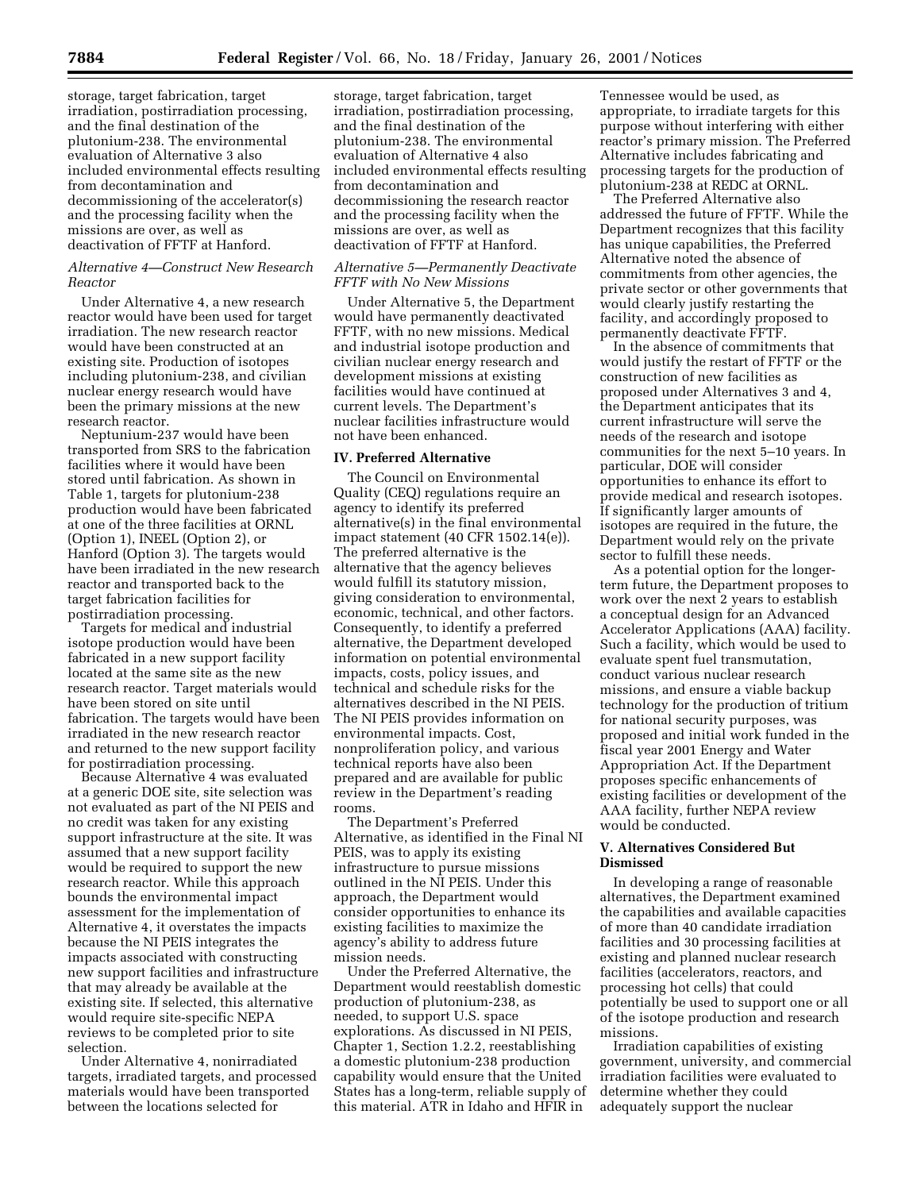storage, target fabrication, target irradiation, postirradiation processing, and the final destination of the plutonium-238. The environmental evaluation of Alternative 3 also included environmental effects resulting from decontamination and decommissioning of the accelerator(s) and the processing facility when the missions are over, as well as deactivation of FFTF at Hanford.

*Alternative 4—Construct New Research Reactor*

Under Alternative 4, a new research reactor would have been used for target irradiation. The new research reactor would have been constructed at an existing site. Production of isotopes including plutonium-238, and civilian nuclear energy research would have been the primary missions at the new research reactor.

Neptunium-237 would have been transported from SRS to the fabrication facilities where it would have been stored until fabrication. As shown in Table 1, targets for plutonium-238 production would have been fabricated at one of the three facilities at ORNL (Option 1), INEEL (Option 2), or Hanford (Option 3). The targets would have been irradiated in the new research reactor and transported back to the target fabrication facilities for postirradiation processing.

Targets for medical and industrial isotope production would have been fabricated in a new support facility located at the same site as the new research reactor. Target materials would have been stored on site until fabrication. The targets would have been irradiated in the new research reactor and returned to the new support facility for postirradiation processing.

Because Alternative 4 was evaluated at a generic DOE site, site selection was not evaluated as part of the NI PEIS and no credit was taken for any existing support infrastructure at the site. It was assumed that a new support facility would be required to support the new research reactor. While this approach bounds the environmental impact assessment for the implementation of Alternative 4, it overstates the impacts because the NI PEIS integrates the impacts associated with constructing new support facilities and infrastructure that may already be available at the existing site. If selected, this alternative would require site-specific NEPA reviews to be completed prior to site selection.

Under Alternative 4, nonirradiated targets, irradiated targets, and processed materials would have been transported between the locations selected for storage, target fabrication, target irradiation, postirradiation processing, and the final destination of the plutonium-238. The environmental evaluation of Alternative 4 also included environmental effects resulting from decontamination and decommissioning the research reactor and the processing facility when the missions are over, as well as deactivation of FFTF at Hanford.

*Alternative 5—Permanently Deactivate FFTF with No New Missions*

Under Alternative 5, the Department would have permanently deactivated FFTF, with no new missions. Medical and industrial isotope production and civilian nuclear energy research and development missions at existing facilities would have continued at current levels. The Department's nuclear facilities infrastructure would not have been enhanced.

## IV. Preferred Alternative

The Council on Environmental Quality (CEQ) regulations require an agency to identify its preferred alternative(s) in the final environmental impact statement (40 CFR 1502.14(e)). The preferred alternative is the alternative that the agency believes would fulfill its statutory mission, giving consideration to environmental, economic, technical, and other factors. Consequently, to identify a preferred alternative, the Department developed information on potential environmental impacts, costs, policy issues, and technical and schedule risks for the alternatives described in the NI PEIS. The NI PEIS provides information on environmental impacts. Cost, nonproliferation policy, and various technical reports have also been prepared and are available for public review in the Department's reading rooms.

The Department's Preferred Alternative, as identified in the Final NI PEIS, was to apply its existing infrastructure to pursue missions outlined in the NI PEIS. Under this approach, the Department would consider opportunities to enhance its existing facilities to maximize the agency's ability to address future mission needs.

Under the Preferred Alternative, the Department would reestablish domestic production of plutonium-238, as needed, to support U.S. space explorations. As discussed in NI PEIS, Chapter 1, Section 1.2.2, reestablishing a domestic plutonium-238 production capability would ensure that the United States has a long-term, reliable supply of this material. ATR in Idaho and HFIR in Tennessee would be used, as appropriate, to irradiate targets for this purpose without interfering with either reactor's primary mission. The Preferred Alternative includes fabricating and processing targets for the production of plutonium-238 at REDC at ORNL.

The Preferred Alternative also addressed the future of FFTF. While the Department recognizes that this facility has unique capabilities, the Preferred Alternative noted the absence of commitments from other agencies, the private sector or other governments that would clearly justify restarting the facility, and accordingly proposed to permanently deactivate FFTF.

In the absence of commitments that would justify the restart of FFTF or the construction of new facilities as proposed under Alternatives 3 and 4, the Department anticipates that its current infrastructure will serve the needs of the research and isotope communities for the next 5–10 years. In particular, DOE will consider opportunities to enhance its effort to provide medical and research isotopes. If significantly larger amounts of isotopes are required in the future, the Department would rely on the private sector to fulfill these needs.

As a potential option for the longer-term future, the Department proposes to work over the next 2 years to establish a conceptual design for an Advanced Accelerator Applications (AAA) facility. Such a facility, which would be used to evaluate spent fuel transmutation, conduct various nuclear research missions, and ensure a viable backup technology for the production of tritium for national security purposes, was proposed and initial work funded in the fiscal year 2001 Energy and Water Appropriation Act. If the Department proposes specific enhancements of existing facilities or development of the AAA facility, further NEPA review would be conducted.

## V. Alternatives Considered But Dismissed

In developing a range of reasonable alternatives, the Department examined the capabilities and available capacities of more than 40 candidate irradiation facilities and 30 processing facilities at existing and planned nuclear research facilities (accelerators, reactors, and processing hot cells) that could potentially be used to support one or all of the isotope production and research missions.

Irradiation capabilities of existing government, university, and commercial irradiation facilities were evaluated to determine whether they could adequately support the nuclear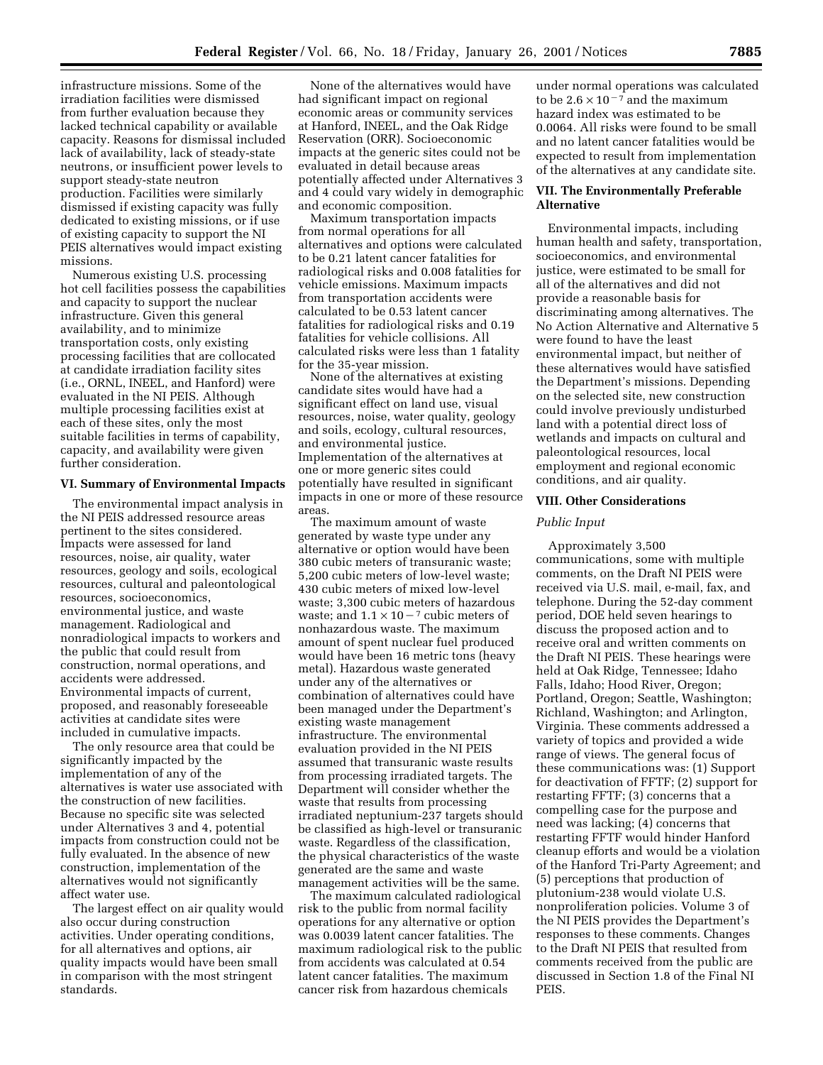infrastructure missions. Some of the irradiation facilities were dismissed from further evaluation because they lacked technical capability or available capacity. Reasons for dismissal included lack of availability, lack of steady-state neutrons, or insufficient power levels to support steady-state neutron production. Facilities were similarly dismissed if existing capacity was fully dedicated to existing missions, or if use of existing capacity to support the NI PEIS alternatives would impact existing missions.

Numerous existing U.S. processing hot cell facilities possess the capabilities and capacity to support the nuclear infrastructure. Given this general availability, and to minimize transportation costs, only existing processing facilities that are collocated at candidate irradiation facility sites (i.e., ORNL, INEEL, and Hanford) were evaluated in the NI PEIS. Although multiple processing facilities exist at each of these sites, only the most suitable facilities in terms of capability, capacity, and availability were given further consideration.

## VI. Summary of Environmental Impacts

The environmental impact analysis in the NI PEIS addressed resource areas pertinent to the sites considered. Impacts were assessed for land resources, noise, air quality, water resources, geology and soils, ecological resources, cultural and paleontological resources, socioeconomics, environmental justice, and waste management. Radiological and nonradiological impacts to workers and the public that could result from construction, normal operations, and accidents were addressed. Environmental impacts of current, proposed, and reasonably foreseeable activities at candidate sites were included in cumulative impacts.

The only resource area that could be significantly impacted by the implementation of any of the alternatives is water use associated with the construction of new facilities. Because no specific site was selected under Alternatives 3 and 4, potential impacts from construction could not be fully evaluated. In the absence of new construction, implementation of the alternatives would not significantly affect water use.

The largest effect on air quality would also occur during construction activities. Under operating conditions, for all alternatives and options, air quality impacts would have been small in comparison with the most stringent standards.

None of the alternatives would have had significant impact on regional economic areas or community services at Hanford, INEEL, and the Oak Ridge Reservation (ORR). Socioeconomic impacts at the generic sites could not be evaluated in detail because areas potentially affected under Alternatives 3 and 4 could vary widely in demographic and economic composition.

Maximum transportation impacts from normal operations for all alternatives and options were calculated to be 0.21 latent cancer fatalities for radiological risks and 0.008 fatalities for vehicle emissions. Maximum impacts from transportation accidents were calculated to be 0.53 latent cancer fatalities for radiological risks and 0.19 fatalities for vehicle collisions. All calculated risks were less than 1 fatality for the 35-year mission.

None of the alternatives at existing candidate sites would have had a significant effect on land use, visual resources, noise, water quality, geology and soils, ecology, cultural resources, and environmental justice. Implementation of the alternatives at one or more generic sites could potentially have resulted in significant impacts in one or more of these resource areas.

The maximum amount of waste generated by waste type under any alternative or option would have been 380 cubic meters of transuranic waste; 5,200 cubic meters of low-level waste; 430 cubic meters of mixed low-level waste; 3,300 cubic meters of hazardous waste; and $1.1 \times 10^{-7}$ cubic meters of nonhazardous waste. The maximum amount of spent nuclear fuel produced would have been 16 metric tons (heavy metal). Hazardous waste generated under any of the alternatives or combination of alternatives could have been managed under the Department's existing waste management infrastructure. The environmental evaluation provided in the NI PEIS assumed that transuranic waste results from processing irradiated targets. The Department will consider whether the waste that results from processing irradiated neptunium-237 targets should be classified as high-level or transuranic waste. Regardless of the classification, the physical characteristics of the waste generated are the same and waste management activities will be the same.

The maximum calculated radiological risk to the public from normal facility operations for any alternative or option was 0.0039 latent cancer fatalities. The maximum radiological risk to the public from accidents was calculated at 0.54 latent cancer fatalities. The maximum cancer risk from hazardous chemicals under normal operations was calculated to be $2.6 \times 10^{-7}$ and the maximum hazard index was estimated to be 0.0064. All risks were found to be small and no latent cancer fatalities would be expected to result from implementation of the alternatives at any candidate site.

## VII. The Environmentally Preferable Alternative

Environmental impacts, including human health and safety, transportation, socioeconomics, and environmental justice, were estimated to be small for all of the alternatives and did not provide a reasonable basis for discriminating among alternatives. The No Action Alternative and Alternative 5 were found to have the least environmental impact, but neither of these alternatives would have satisfied the Department's missions. Depending on the selected site, new construction could involve previously undisturbed land with a potential direct loss of wetlands and impacts on cultural and paleontological resources, local employment and regional economic conditions, and air quality.

## VIII. Other Considerations

### *Public Input*

Approximately 3,500 communications, some with multiple comments, on the Draft NI PEIS were received via U.S. mail, e-mail, fax, and telephone. During the 52-day comment period, DOE held seven hearings to discuss the proposed action and to receive oral and written comments on the Draft NI PEIS. These hearings were held at Oak Ridge, Tennessee; Idaho Falls, Idaho; Hood River, Oregon; Portland, Oregon; Seattle, Washington; Richland, Washington; and Arlington, Virginia. These comments addressed a variety of topics and provided a wide range of views. The general focus of these communications was: (1) Support for deactivation of FFTF; (2) support for restarting FFTF; (3) concerns that a compelling case for the purpose and need was lacking; (4) concerns that restarting FFTF would hinder Hanford cleanup efforts and would be a violation of the Hanford Tri-Party Agreement; and (5) perceptions that production of plutonium-238 would violate U.S. nonproliferation policies. Volume 3 of the NI PEIS provides the Department's responses to these comments. Changes to the Draft NI PEIS that resulted from comments received from the public are discussed in Section 1.8 of the Final NI PEIS.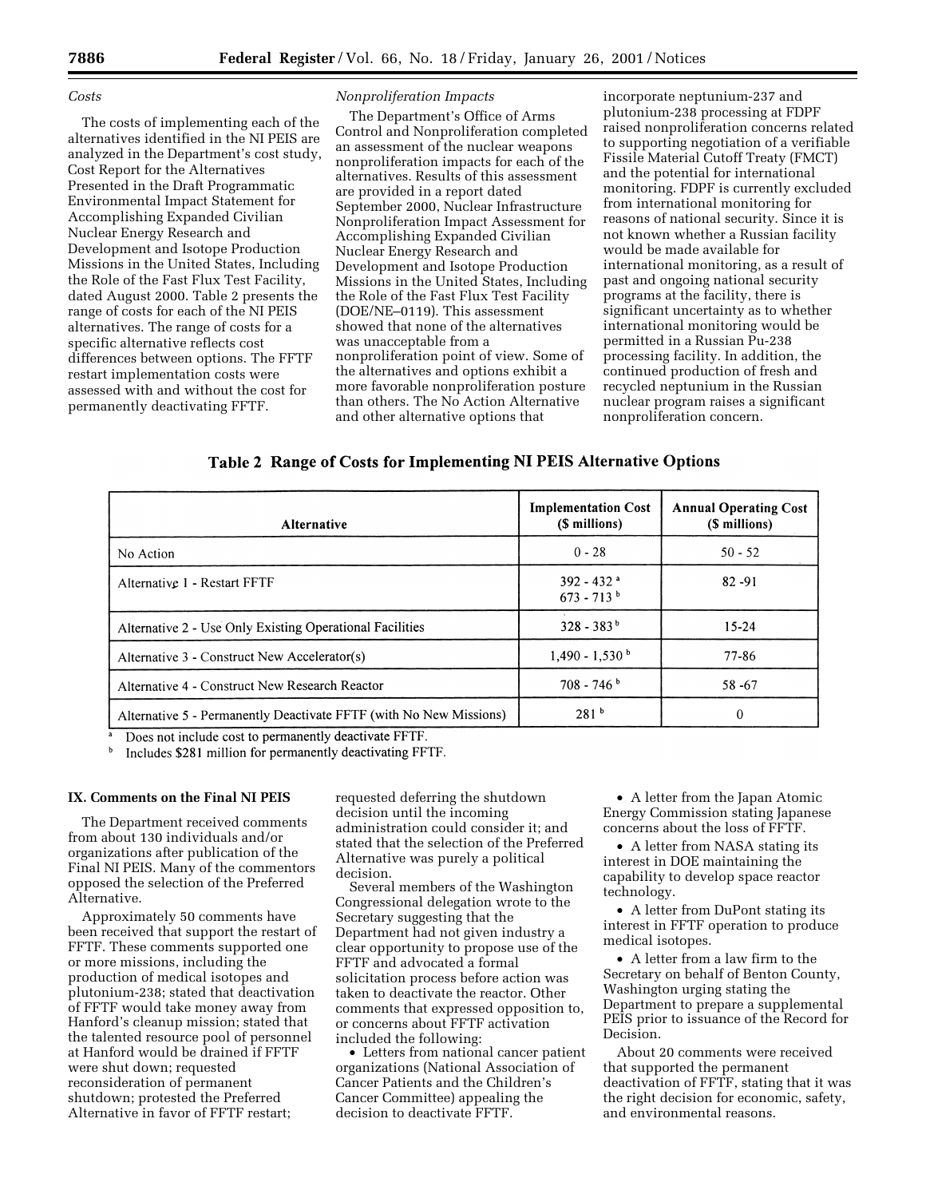*Costs*

The costs of implementing each of the alternatives identified in the NI PEIS are analyzed in the Department's cost study, Cost Report for the Alternatives Presented in the Draft Programmatic Environmental Impact Statement for Accomplishing Expanded Civilian Nuclear Energy Research and Development and Isotope Production Missions in the United States, Including the Role of the Fast Flux Test Facility, dated August 2000. Table 2 presents the range of costs for each of the NI PEIS alternatives. The range of costs for a specific alternative reflects cost differences between options. The FFTF restart implementation costs were assessed with and without the cost for permanently deactivating FFTF.

*Nonproliferation Impacts*

The Department's Office of Arms Control and Nonproliferation completed an assessment of the nuclear weapons nonproliferation impacts for each of the alternatives. Results of this assessment are provided in a report dated September 2000, Nuclear Infrastructure Nonproliferation Impact Assessment for Accomplishing Expanded Civilian Nuclear Energy Research and Development and Isotope Production Missions in the United States, Including the Role of the Fast Flux Test Facility (DOE/NE–0119). This assessment showed that none of the alternatives was unacceptable from a nonproliferation point of view. Some of the alternatives and options exhibit a more favorable nonproliferation posture than others. The No Action Alternative and other alternative options that incorporate neptunium-237 and plutonium-238 processing at FDPF raised nonproliferation concerns related to supporting negotiation of a verifiable Fissile Material Cutoff Treaty (FMCT) and the potential for international monitoring. FDPF is currently excluded from international monitoring for reasons of national security. Since it is not known whether a Russian facility would be made available for international monitoring, as a result of past and ongoing national security programs at the facility, there is significant uncertainty as to whether international monitoring would be permitted in a Russian Pu-238 processing facility. In addition, the continued production of fresh and recycled neptunium in the Russian nuclear program raises a significant nonproliferation concern.

**Table 2 Range of Costs for Implementing NI PEIS Alternative Options**

| Alternative | Implementation Cost ($ millions) | Annual Operating Cost ($ millions) |
|---|---|---|
| No Action | 0 - 28 | 50 - 52 |
| Alternative 1 - Restart FFTF | 392 - 432 [a]<br>673 - 713 [b] | 82 -91 |
| Alternative 2 - Use Only Existing Operational Facilities | 328 - 383 [b] | 15-24 |
| Alternative 3 - Construct New Accelerator(s) | 1,490 - 1,530 [b] | 77-86 |
| Alternative 4 - Construct New Research Reactor | 708 - 746 [b] | 58 -67 |
| Alternative 5 - Permanently Deactivate FFTF (with No New Missions) | 281 [b] | 0 |

[a] Does not include cost to permanently deactivate FFTF.
[b] Includes $281 million for permanently deactivating FFTF.

## IX. Comments on the Final NI PEIS

The Department received comments from about 130 individuals and/or organizations after publication of the Final NI PEIS. Many of the commentors opposed the selection of the Preferred Alternative.

Approximately 50 comments have been received that support the restart of FFTF. These comments supported one or more missions, including the production of medical isotopes and plutonium-238; stated that deactivation of FFTF would take money away from Hanford's cleanup mission; stated that the talented resource pool of personnel at Hanford would be drained if FFTF were shut down; requested reconsideration of permanent shutdown; protested the Preferred Alternative in favor of FFTF restart; requested deferring the shutdown decision until the incoming administration could consider it; and stated that the selection of the Preferred Alternative was purely a political decision.

Several members of the Washington Congressional delegation wrote to the Secretary suggesting that the Department had not given industry a clear opportunity to propose use of the FFTF and advocated a formal solicitation process before action was taken to deactivate the reactor. Other comments that expressed opposition to, or concerns about FFTF activation included the following:

- Letters from national cancer patient organizations (National Association of Cancer Patients and the Children's Cancer Committee) appealing the decision to deactivate FFTF.
- A letter from the Japan Atomic Energy Commission stating Japanese concerns about the loss of FFTF.
- A letter from NASA stating its interest in DOE maintaining the capability to develop space reactor technology.
- A letter from DuPont stating its interest in FFTF operation to produce medical isotopes.
- A letter from a law firm to the Secretary on behalf of Benton County, Washington urging stating the Department to prepare a supplemental PEIS prior to issuance of the Record for Decision.

About 20 comments were received that supported the permanent deactivation of FFTF, stating that it was the right decision for economic, safety, and environmental reasons.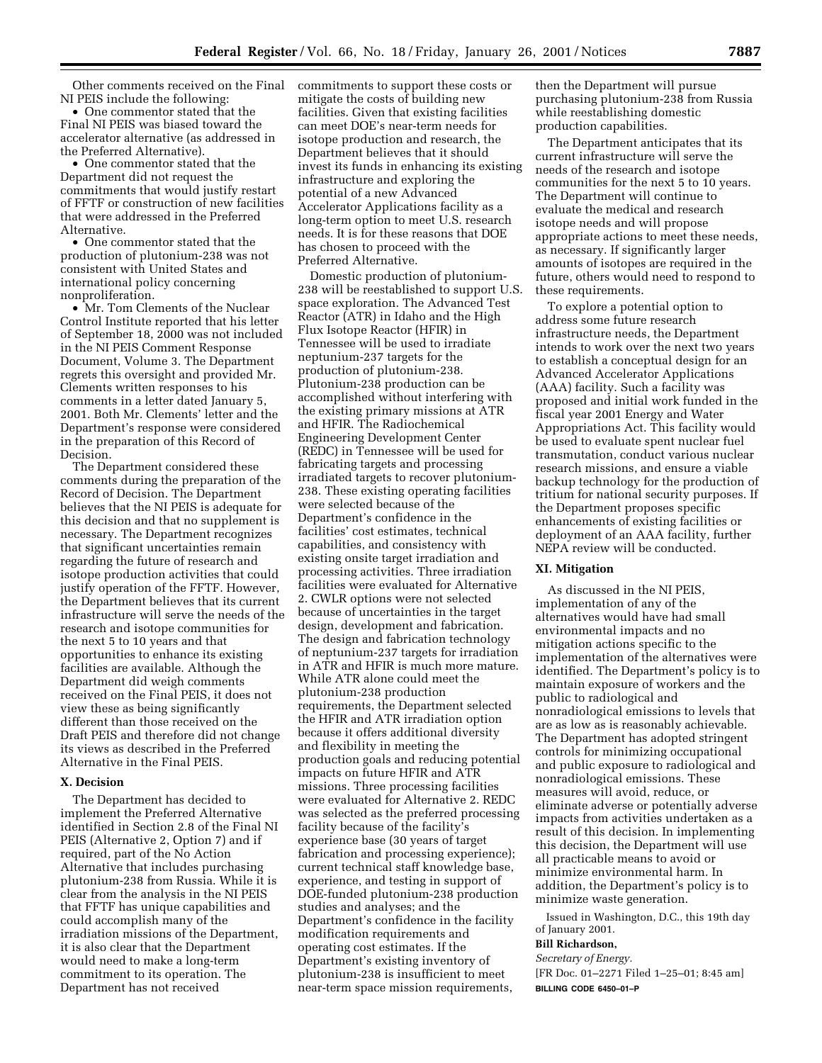Other comments received on the Final NI PEIS include the following:

- One commentor stated that the Final NI PEIS was biased toward the accelerator alternative (as addressed in the Preferred Alternative).
- One commentor stated that the Department did not request the commitments that would justify restart of FFTF or construction of new facilities that were addressed in the Preferred Alternative.
- One commentor stated that the production of plutonium-238 was not consistent with United States and international policy concerning nonproliferation.
- Mr. Tom Clements of the Nuclear Control Institute reported that his letter of September 18, 2000 was not included in the NI PEIS Comment Response Document, Volume 3. The Department regrets this oversight and provided Mr. Clements written responses to his comments in a letter dated January 5, 2001. Both Mr. Clements' letter and the Department's response were considered in the preparation of this Record of Decision.

The Department considered these comments during the preparation of the Record of Decision. The Department believes that the NI PEIS is adequate for this decision and that no supplement is necessary. The Department recognizes that significant uncertainties remain regarding the future of research and isotope production activities that could justify operation of the FFTF. However, the Department believes that its current infrastructure will serve the needs of the research and isotope communities for the next 5 to 10 years and that opportunities to enhance its existing facilities are available. Although the Department did weigh comments received on the Final PEIS, it does not view these as being significantly different than those received on the Draft PEIS and therefore did not change its views as described in the Preferred Alternative in the Final PEIS.

## X. Decision

The Department has decided to implement the Preferred Alternative identified in Section 2.8 of the Final NI PEIS (Alternative 2, Option 7) and if required, part of the No Action Alternative that includes purchasing plutonium-238 from Russia. While it is clear from the analysis in the NI PEIS that FFTF has unique capabilities and could accomplish many of the irradiation missions of the Department, it is also clear that the Department would need to make a long-term commitment to its operation. The Department has not received commitments to support these costs or mitigate the costs of building new facilities. Given that existing facilities can meet DOE's near-term needs for isotope production and research, the Department believes that it should invest its funds in enhancing its existing infrastructure and exploring the potential of a new Advanced Accelerator Applications facility as a long-term option to meet U.S. research needs. It is for these reasons that DOE has chosen to proceed with the Preferred Alternative.

Domestic production of plutonium-238 will be reestablished to support U.S. space exploration. The Advanced Test Reactor (ATR) in Idaho and the High Flux Isotope Reactor (HFIR) in Tennessee will be used to irradiate neptunium-237 targets for the production of plutonium-238. Plutonium-238 production can be accomplished without interfering with the existing primary missions at ATR and HFIR. The Radiochemical Engineering Development Center (REDC) in Tennessee will be used for fabricating targets and processing irradiated targets to recover plutonium-238. These existing operating facilities were selected because of the Department's confidence in the facilities' cost estimates, technical capabilities, and consistency with existing onsite target irradiation and processing activities. Three irradiation facilities were evaluated for Alternative 2. CWLR options were not selected because of uncertainties in the target design, development and fabrication. The design and fabrication technology of neptunium-237 targets for irradiation in ATR and HFIR is much more mature. While ATR alone could meet the plutonium-238 production requirements, the Department selected the HFIR and ATR irradiation option because it offers additional diversity and flexibility in meeting the production goals and reducing potential impacts on future HFIR and ATR missions. Three processing facilities were evaluated for Alternative 2. REDC was selected as the preferred processing facility because of the facility's experience base (30 years of target fabrication and processing experience); current technical staff knowledge base, experience, and testing in support of DOE-funded plutonium-238 production studies and analyses; and the Department's confidence in the facility modification requirements and operating cost estimates. If the Department's existing inventory of plutonium-238 is insufficient to meet near-term space mission requirements, then the Department will pursue purchasing plutonium-238 from Russia while reestablishing domestic production capabilities.

The Department anticipates that its current infrastructure will serve the needs of the research and isotope communities for the next 5 to 10 years. The Department will continue to evaluate the medical and research isotope needs and will propose appropriate actions to meet these needs, as necessary. If significantly larger amounts of isotopes are required in the future, others would need to respond to these requirements.

To explore a potential option to address some future research infrastructure needs, the Department intends to work over the next two years to establish a conceptual design for an Advanced Accelerator Applications (AAA) facility. Such a facility was proposed and initial work funded in the fiscal year 2001 Energy and Water Appropriations Act. This facility would be used to evaluate spent nuclear fuel transmutation, conduct various nuclear research missions, and ensure a viable backup technology for the production of tritium for national security purposes. If the Department proposes specific enhancements of existing facilities or deployment of an AAA facility, further NEPA review will be conducted.

## XI. Mitigation

As discussed in the NI PEIS, implementation of any of the alternatives would have had small environmental impacts and no mitigation actions specific to the implementation of the alternatives were identified. The Department's policy is to maintain exposure of workers and the public to radiological and nonradiological emissions to levels that are as low as is reasonably achievable. The Department has adopted stringent controls for minimizing occupational and public exposure to radiological and nonradiological emissions. These measures will avoid, reduce, or eliminate adverse or potentially adverse impacts from activities undertaken as a result of this decision. In implementing this decision, the Department will use all practicable means to avoid or minimize environmental harm. In addition, the Department's policy is to minimize waste generation.

Issued in Washington, D.C., this 19th day of January 2001.

**Bill Richardson,**

*Secretary of Energy.*

[FR Doc. 01–2271 Filed 1–25–01; 8:45 am]

**BILLING CODE 6450–01–P**